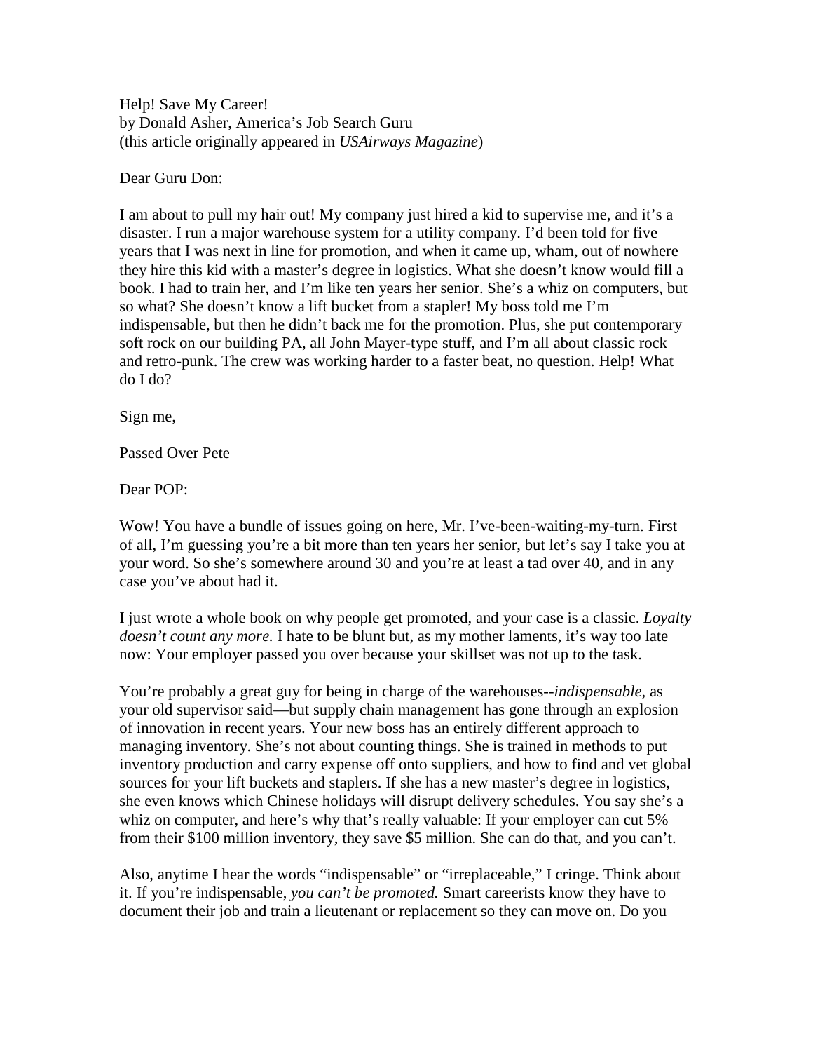Help! Save My Career!
by Donald Asher, America's Job Search Guru
(this article originally appeared in *USAirways Magazine*)

Dear Guru Don:

I am about to pull my hair out! My company just hired a kid to supervise me, and it's a disaster. I run a major warehouse system for a utility company. I'd been told for five years that I was next in line for promotion, and when it came up, wham, out of nowhere they hire this kid with a master's degree in logistics. What she doesn't know would fill a book. I had to train her, and I'm like ten years her senior. She's a whiz on computers, but so what? She doesn't know a lift bucket from a stapler! My boss told me I'm indispensable, but then he didn't back me for the promotion. Plus, she put contemporary soft rock on our building PA, all John Mayer-type stuff, and I'm all about classic rock and retro-punk. The crew was working harder to a faster beat, no question. Help! What do I do?

Sign me,

Passed Over Pete

Dear POP:

Wow! You have a bundle of issues going on here, Mr. I've-been-waiting-my-turn. First of all, I'm guessing you're a bit more than ten years her senior, but let's say I take you at your word. So she's somewhere around 30 and you're at least a tad over 40, and in any case you've about had it.

I just wrote a whole book on why people get promoted, and your case is a classic. *Loyalty doesn't count any more.* I hate to be blunt but, as my mother laments, it's way too late now: Your employer passed you over because your skillset was not up to the task.

You're probably a great guy for being in charge of the warehouses--*indispensable*, as your old supervisor said—but supply chain management has gone through an explosion of innovation in recent years. Your new boss has an entirely different approach to managing inventory. She's not about counting things. She is trained in methods to put inventory production and carry expense off onto suppliers, and how to find and vet global sources for your lift buckets and staplers. If she has a new master's degree in logistics, she even knows which Chinese holidays will disrupt delivery schedules. You say she's a whiz on computer, and here's why that's really valuable: If your employer can cut 5% from their $100 million inventory, they save $5 million. She can do that, and you can't.

Also, anytime I hear the words "indispensable" or "irreplaceable," I cringe. Think about it. If you're indispensable, *you can't be promoted.* Smart careerists know they have to document their job and train a lieutenant or replacement so they can move on. Do you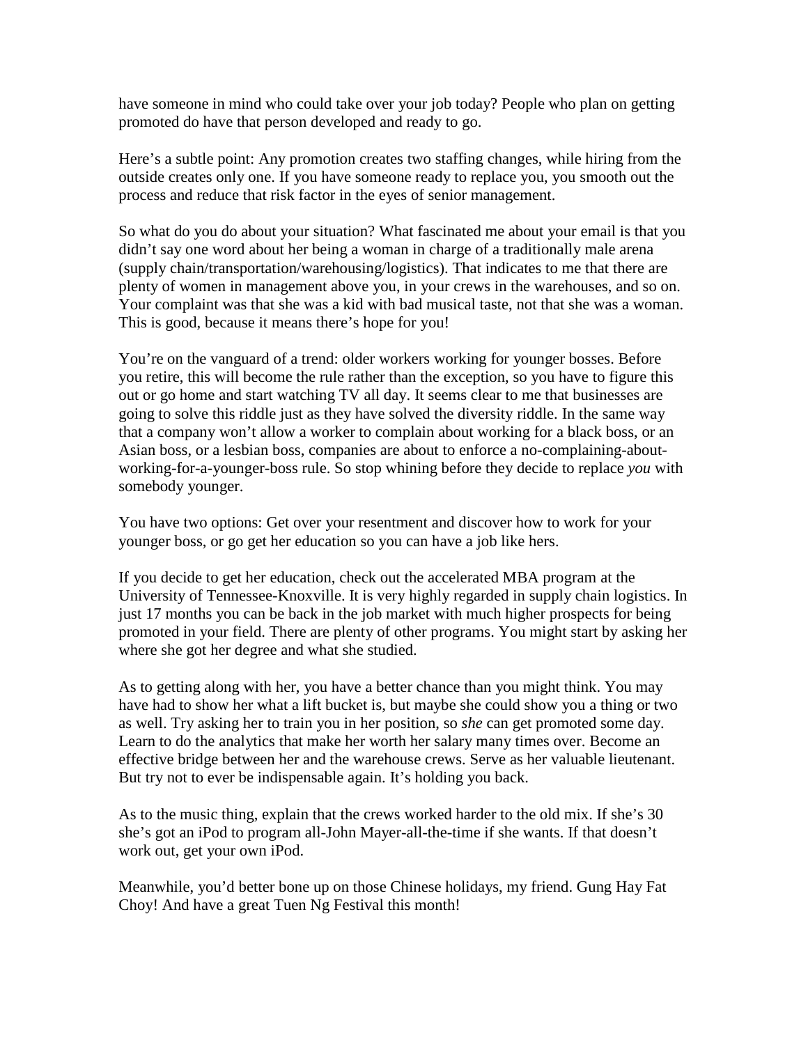have someone in mind who could take over your job today? People who plan on getting promoted do have that person developed and ready to go.

Here's a subtle point: Any promotion creates two staffing changes, while hiring from the outside creates only one. If you have someone ready to replace you, you smooth out the process and reduce that risk factor in the eyes of senior management.

So what do you do about your situation? What fascinated me about your email is that you didn't say one word about her being a woman in charge of a traditionally male arena (supply chain/transportation/warehousing/logistics). That indicates to me that there are plenty of women in management above you, in your crews in the warehouses, and so on. Your complaint was that she was a kid with bad musical taste, not that she was a woman. This is good, because it means there's hope for you!

You're on the vanguard of a trend: older workers working for younger bosses. Before you retire, this will become the rule rather than the exception, so you have to figure this out or go home and start watching TV all day. It seems clear to me that businesses are going to solve this riddle just as they have solved the diversity riddle. In the same way that a company won't allow a worker to complain about working for a black boss, or an Asian boss, or a lesbian boss, companies are about to enforce a no-complaining-about-working-for-a-younger-boss rule. So stop whining before they decide to replace *you* with somebody younger.

You have two options: Get over your resentment and discover how to work for your younger boss, or go get her education so you can have a job like hers.

If you decide to get her education, check out the accelerated MBA program at the University of Tennessee-Knoxville. It is very highly regarded in supply chain logistics. In just 17 months you can be back in the job market with much higher prospects for being promoted in your field. There are plenty of other programs. You might start by asking her where she got her degree and what she studied.

As to getting along with her, you have a better chance than you might think. You may have had to show her what a lift bucket is, but maybe she could show you a thing or two as well. Try asking her to train you in her position, so *she* can get promoted some day. Learn to do the analytics that make her worth her salary many times over. Become an effective bridge between her and the warehouse crews. Serve as her valuable lieutenant. But try not to ever be indispensable again. It's holding you back.

As to the music thing, explain that the crews worked harder to the old mix. If she's 30 she's got an iPod to program all-John Mayer-all-the-time if she wants. If that doesn't work out, get your own iPod.

Meanwhile, you'd better bone up on those Chinese holidays, my friend. Gung Hay Fat Choy! And have a great Tuen Ng Festival this month!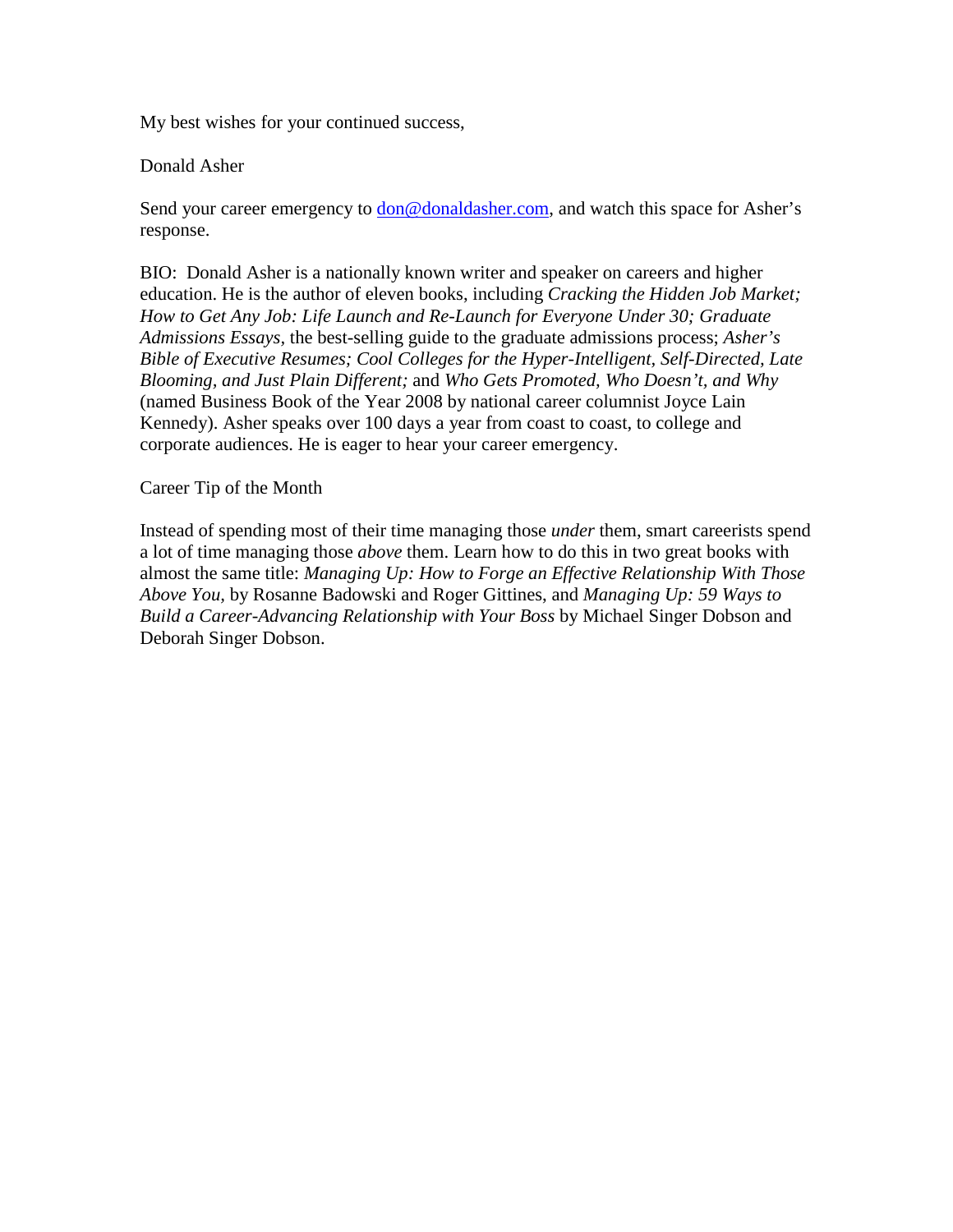My best wishes for your continued success,

Donald Asher

Send your career emergency to [don@donaldasher.com](mailto:don@donaldasher.com), and watch this space for Asher's response.

BIO: Donald Asher is a nationally known writer and speaker on careers and higher education. He is the author of eleven books, including *Cracking the Hidden Job Market; How to Get Any Job: Life Launch and Re-Launch for Everyone Under 30; Graduate Admissions Essays*, the best-selling guide to the graduate admissions process; *Asher's Bible of Executive Resumes; Cool Colleges for the Hyper-Intelligent, Self-Directed, Late Blooming, and Just Plain Different;* and *Who Gets Promoted, Who Doesn't, and Why* (named Business Book of the Year 2008 by national career columnist Joyce Lain Kennedy). Asher speaks over 100 days a year from coast to coast, to college and corporate audiences. He is eager to hear your career emergency.

Career Tip of the Month

Instead of spending most of their time managing those *under* them, smart careerists spend a lot of time managing those *above* them. Learn how to do this in two great books with almost the same title: *Managing Up: How to Forge an Effective Relationship With Those Above You*, by Rosanne Badowski and Roger Gittines, and *Managing Up: 59 Ways to Build a Career-Advancing Relationship with Your Boss* by Michael Singer Dobson and Deborah Singer Dobson.